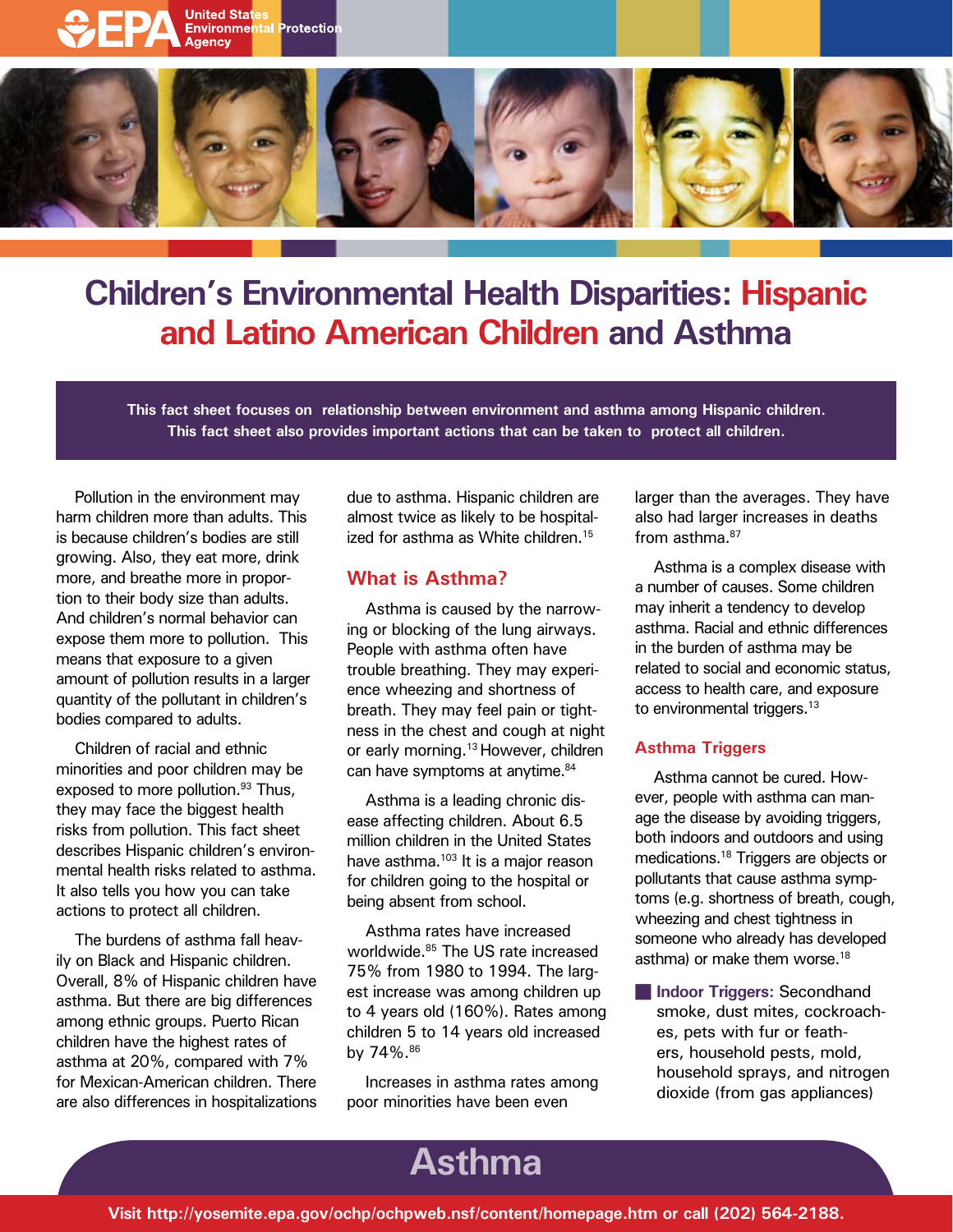# Children's Environmental Health Disparities: Hispanic and Latino American Children and Asthma

**This fact sheet focuses on relationship between environment and asthma among Hispanic children. This fact sheet also provides important actions that can be taken to protect all children.**

Pollution in the environment may harm children more than adults. This is because children's bodies are still growing. Also, they eat more, drink more, and breathe more in proportion to their body size than adults. And children's normal behavior can expose them more to pollution. This means that exposure to a given amount of pollution results in a larger quantity of the pollutant in children's bodies compared to adults.

Children of racial and ethnic minorities and poor children may be exposed to more pollution.[93] Thus, they may face the biggest health risks from pollution. This fact sheet describes Hispanic children's environmental health risks related to asthma. It also tells you how you can take actions to protect all children.

The burdens of asthma fall heavily on Black and Hispanic children. Overall, 8% of Hispanic children have asthma. But there are big differences among ethnic groups. Puerto Rican children have the highest rates of asthma at 20%, compared with 7% for Mexican-American children. There are also differences in hospitalizations due to asthma. Hispanic children are almost twice as likely to be hospitalized for asthma as White children.[15]

## What is Asthma?

Asthma is caused by the narrowing or blocking of the lung airways. People with asthma often have trouble breathing. They may experience wheezing and shortness of breath. They may feel pain or tightness in the chest and cough at night or early morning.[13] However, children can have symptoms at anytime.[84]

Asthma is a leading chronic disease affecting children. About 6.5 million children in the United States have asthma.[103] It is a major reason for children going to the hospital or being absent from school.

Asthma rates have increased worldwide.[85] The US rate increased 75% from 1980 to 1994. The largest increase was among children up to 4 years old (160%). Rates among children 5 to 14 years old increased by 74%.[86]

Increases in asthma rates among poor minorities have been even larger than the averages. They have also had larger increases in deaths from asthma.[87]

Asthma is a complex disease with a number of causes. Some children may inherit a tendency to develop asthma. Racial and ethnic differences in the burden of asthma may be related to social and economic status, access to health care, and exposure to environmental triggers.[13]

## Asthma Triggers

Asthma cannot be cured. However, people with asthma can manage the disease by avoiding triggers, both indoors and outdoors and using medications.[18] Triggers are objects or pollutants that cause asthma symptoms (e.g. shortness of breath, cough, wheezing and chest tightness in someone who already has developed asthma) or make them worse.[18]

- **Indoor Triggers:** Secondhand smoke, dust mites, cockroaches, pets with fur or feathers, household pests, mold, household sprays, and nitrogen dioxide (from gas appliances)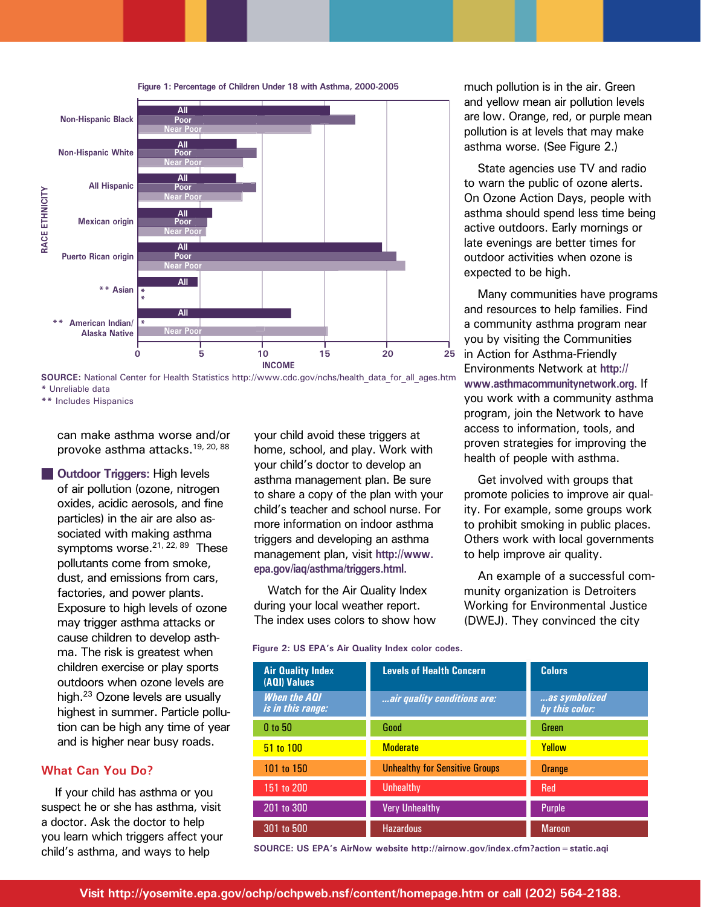**Figure 1: Percentage of Children Under 18 with Asthma, 2000-2005**

| RACE ETHNICITY | All | Poor | Near Poor |
|---|---|---|---|
| Non-Hispanic Black | ~15.4 | ~17.5 | ~13.9 |
| Non-Hispanic White | ~7.9 | ~9.5 | ~8.4 |
| All Hispanic | ~7.9 | ~9.5 | ~8.4 |
| Mexican origin | ~6.0 | ~5.6 | ~5.5 |
| Puerto Rican origin | ~19.6 | ~20.8 | ~21.5 |
| ** Asian | ~4.8 | * | * |
| ** American Indian/ Alaska Native | ~12.3 | * | ~15.3 |

INCOME (0–25)

**SOURCE:** National Center for Health Statistics http://www.cdc.gov/nchs/health_data_for_all_ages.htm
* Unreliable data
** Includes Hispanics

can make asthma worse and/or provoke asthma attacks.[19, 20, 88]

**Outdoor Triggers:** High levels of air pollution (ozone, nitrogen oxides, acidic aerosols, and fine particles) in the air are also associated with making asthma symptoms worse.[21, 22, 89] These pollutants come from smoke, dust, and emissions from cars, factories, and power plants. Exposure to high levels of ozone may trigger asthma attacks or cause children to develop asthma. The risk is greatest when children exercise or play sports outdoors when ozone levels are high.[23] Ozone levels are usually highest in summer. Particle pollution can be high any time of year and is higher near busy roads.

## What Can You Do?

If your child has asthma or you suspect he or she has asthma, visit a doctor. Ask the doctor to help you learn which triggers affect your child's asthma, and ways to help your child avoid these triggers at home, school, and play. Work with your child's doctor to develop an asthma management plan. Be sure to share a copy of the plan with your child's teacher and school nurse. For more information on indoor asthma triggers and developing an asthma management plan, visit **http://www.epa.gov/iaq/asthma/triggers.html.**

Watch for the Air Quality Index during your local weather report. The index uses colors to show how much pollution is in the air. Green and yellow mean air pollution levels are low. Orange, red, or purple mean pollution is at levels that may make asthma worse. (See Figure 2.)

State agencies use TV and radio to warn the public of ozone alerts. On Ozone Action Days, people with asthma should spend less time being active outdoors. Early mornings or late evenings are better times for outdoor activities when ozone is expected to be high.

Many communities have programs and resources to help families. Find a community asthma program near you by visiting the Communities in Action for Asthma-Friendly Environments Network at **http://www.asthmacommunitynetwork.org.** If you work with a community asthma program, join the Network to have access to information, tools, and proven strategies for improving the health of people with asthma.

Get involved with groups that promote policies to improve air quality. For example, some groups work to prohibit smoking in public places. Others work with local governments to help improve air quality.

An example of a successful community organization is Detroiters Working for Environmental Justice (DWEJ). They convinced the city

**Figure 2: US EPA's Air Quality Index color codes.**

| Air Quality Index (AQI) Values | Levels of Health Concern | Colors |
|---|---|---|
| *When the AQI is in this range:* | *...air quality conditions are:* | *...as symbolized by this color:* |
| 0 to 50 | Good | Green |
| 51 to 100 | Moderate | Yellow |
| 101 to 150 | Unhealthy for Sensitive Groups | Orange |
| 151 to 200 | Unhealthy | Red |
| 201 to 300 | Very Unhealthy | Purple |
| 301 to 500 | Hazardous | Maroon |

**SOURCE: US EPA's AirNow website http://airnow.gov/index.cfm?action=static.aqi**

**Visit http://yosemite.epa.gov/ochp/ochpweb.nsf/content/homepage.htm or call (202) 564-2188.**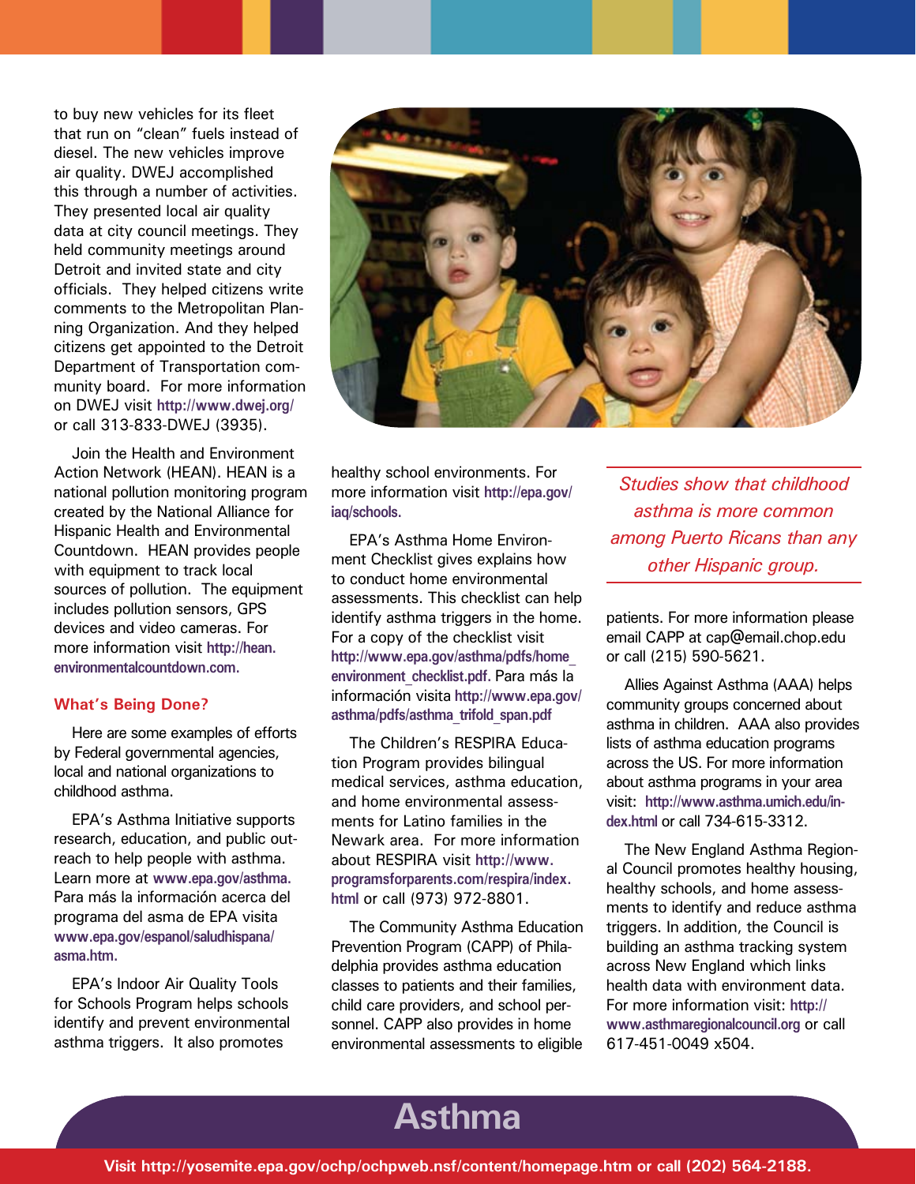to buy new vehicles for its fleet that run on "clean" fuels instead of diesel. The new vehicles improve air quality. DWEJ accomplished this through a number of activities. They presented local air quality data at city council meetings. They held community meetings around Detroit and invited state and city officials. They helped citizens write comments to the Metropolitan Planning Organization. And they helped citizens get appointed to the Detroit Department of Transportation community board. For more information on DWEJ visit http://www.dwej.org/ or call 313-833-DWEJ (3935).

Join the Health and Environment Action Network (HEAN). HEAN is a national pollution monitoring program created by the National Alliance for Hispanic Health and Environmental Countdown. HEAN provides people with equipment to track local sources of pollution. The equipment includes pollution sensors, GPS devices and video cameras. For more information visit http://hean.environmentalcountdown.com.

## What's Being Done?

Here are some examples of efforts by Federal governmental agencies, local and national organizations to childhood asthma.

EPA's Asthma Initiative supports research, education, and public outreach to help people with asthma. Learn more at www.epa.gov/asthma. Para más la información acerca del programa del asma de EPA visita www.epa.gov/espanol/saludhispana/asma.htm.

EPA's Indoor Air Quality Tools for Schools Program helps schools identify and prevent environmental asthma triggers. It also promotes healthy school environments. For more information visit http://epa.gov/iaq/schools.

EPA's Asthma Home Environment Checklist gives explains how to conduct home environmental assessments. This checklist can help identify asthma triggers in the home. For a copy of the checklist visit http://www.epa.gov/asthma/pdfs/home_environment_checklist.pdf. Para más la información visita http://www.epa.gov/asthma/pdfs/asthma_trifold_span.pdf

The Children's RESPIRA Education Program provides bilingual medical services, asthma education, and home environmental assessments for Latino families in the Newark area. For more information about RESPIRA visit http://www.programsforparents.com/respira/index.html or call (973) 972-8801.

The Community Asthma Education Prevention Program (CAPP) of Philadelphia provides asthma education classes to patients and their families, child care providers, and school personnel. CAPP also provides in home environmental assessments to eligible patients. For more information please email CAPP at cap@email.chop.edu or call (215) 590-5621.

*Studies show that childhood asthma is more common among Puerto Ricans than any other Hispanic group.*

Allies Against Asthma (AAA) helps community groups concerned about asthma in children. AAA also provides lists of asthma education programs across the US. For more information about asthma programs in your area visit: http://www.asthma.umich.edu/index.html or call 734-615-3312.

The New England Asthma Regional Council promotes healthy housing, healthy schools, and home assessments to identify and reduce asthma triggers. In addition, the Council is building an asthma tracking system across New England which links health data with environment data. For more information visit: http://www.asthmaregionalcouncil.org or call 617-451-0049 x504.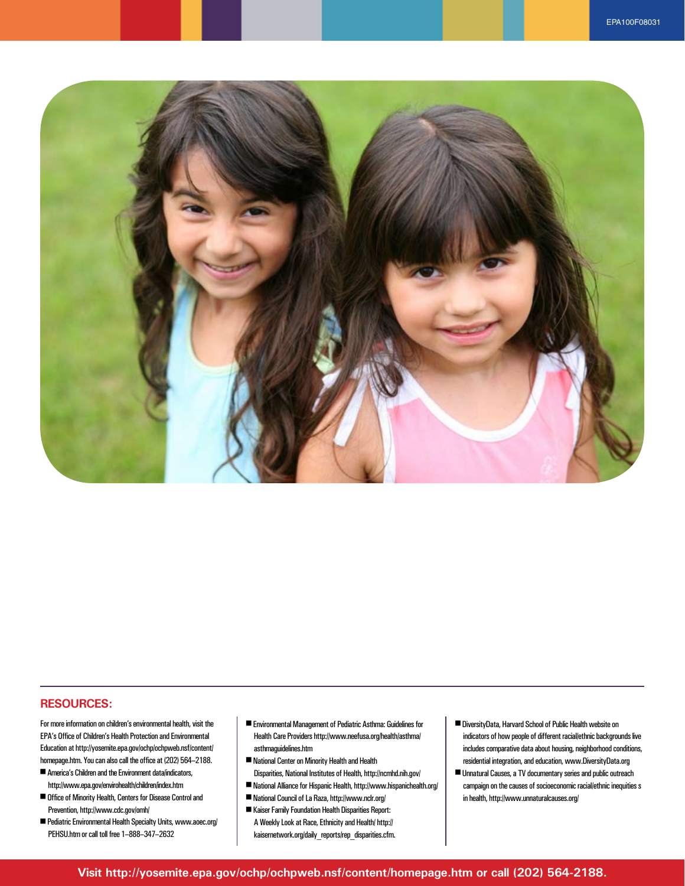## RESOURCES:

For more information on children's environmental health, visit the EPA's Office of Children's Health Protection and Environmental Education at http://yosemite.epa.gov/ochp/ochpweb.nsf/content/homepage.htm. You can also call the office at (202) 564–2188.

- America's Children and the Environment data/indicators, http://www.epa.gov/envirohealth/children/index.htm
- Office of Minority Health, Centers for Disease Control and Prevention, http://www.cdc.gov/omh/
- Pediatric Environmental Health Specialty Units, www.aoec.org/PEHSU.htm or call toll free 1–888–347–2632
- Environmental Management of Pediatric Asthma: Guidelines for Health Care Providers http://www.neefusa.org/health/asthma/asthmaguidelines.htm
- National Center on Minority Health and Health Disparities, National Institutes of Health, http://ncmhd.nih.gov/
- National Alliance for Hispanic Health, http://www.hispanichealth.org/
- National Council of La Raza, http://www.nclr.org/
- Kaiser Family Foundation Health Disparities Report: A Weekly Look at Race, Ethnicity and Health/ http://kaisernetwork.org/daily_reports/rep_disparities.cfm.
- DiversityData, Harvard School of Public Health website on indicators of how people of different racial/ethnic backgrounds live includes comparative data about housing, neighborhood conditions, residential integration, and education, www.DiversityData.org
- Unnatural Causes, a TV documentary series and public outreach campaign on the causes of socioeconomic racial/ethnic inequities s in health, http://www.unnaturalcauses.org/

**Visit http://yosemite.epa.gov/ochp/ochpweb.nsf/content/homepage.htm or call (202) 564-2188.**